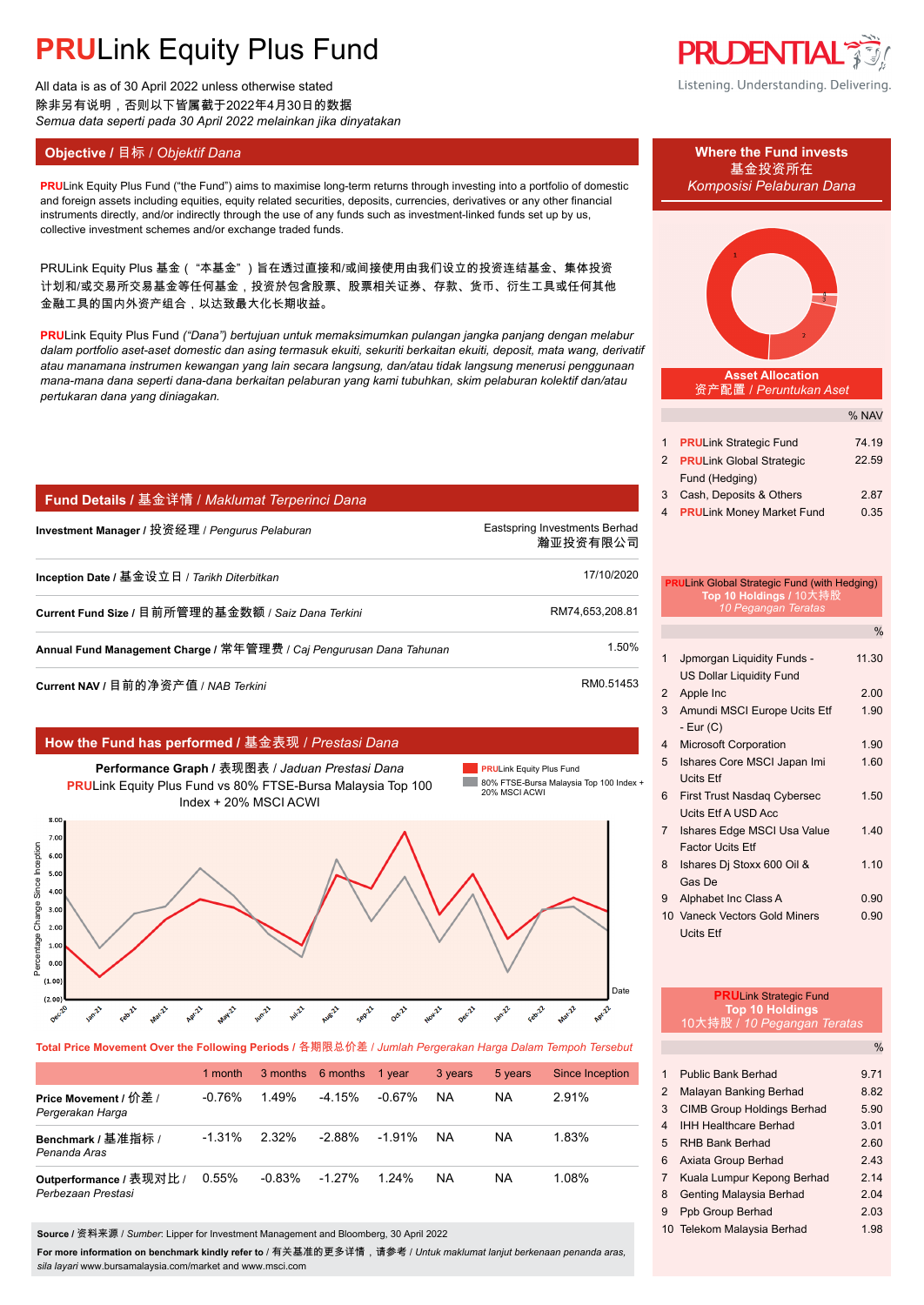# PRULink Equity Plus Fund

All data is as of 30 April 2022 unless otherwise stated
除非另有说明，否则以下皆属截于2022年4月30日的数据
*Semua data seperti pada 30 April 2022 melainkan jika dinyatakan*

Listening. Understanding. Delivering.

## Objective / 目标 / *Objektif Dana*

**PRU**Link Equity Plus Fund ("the Fund") aims to maximise long-term returns through investing into a portfolio of domestic and foreign assets including equities, equity related securities, deposits, currencies, derivatives or any other financial instruments directly, and/or indirectly through the use of any funds such as investment-linked funds set up by us, collective investment schemes and/or exchange traded funds.

PRULink Equity Plus 基金（“本基金”）旨在透过直接和/或间接使用由我们设立的投资连结基金、集体投资计划和/或交易所交易基金等任何基金，投资於包含股票、股票相关证券、存款、货币、衍生工具或任何其他金融工具的国内外资产组合，以达致最大化长期收益。

**PRU**Link Equity Plus Fund *("Dana") bertujuan untuk memaksimumkan pulangan jangka panjang dengan melabur dalam portfolio aset-aset domestic dan asing yang termasuk ekuiti, sekuriti berkaitan ekuiti, deposit, mata wang, derivatif atau manamana instrumen kewangan yang lain secara langsung, dan/atau tidak langsung menerusi penggunaan mana-mana dana seperti dana-dana berkaitan pelaburan yang kami tubuhkan, skim pelaburan kolektif dan/atau pertukaran dana yang diniagakan.*

## Fund Details / 基金详情 / *Maklumat Terperinci Dana*

| | |
|---|---|
| **Investment Manager** / 投资经理 / *Pengurus Pelaburan* | Eastspring Investments Berhad 瀚亚投资有限公司 |
| **Inception Date** / 基金设立日 / *Tarikh Diterbitkan* | 17/10/2020 |
| **Current Fund Size** / 目前所管理的基金数额 / *Saiz Dana Terkini* | RM74,653,208.81 |
| **Annual Fund Management Charge** / 常年管理费 / *Caj Pengurusan Dana Tahunan* | 1.50% |
| **Current NAV** / 目前的净资产值 / *NAB Terkini* | RM0.51453 |

## How the Fund has performed / 基金表现 / *Prestasi Dana*

**Performance Graph** / 表现图表 / *Jaduan Prestasi Dana*
**PRU**Link Equity Plus Fund vs 80% FTSE-Bursa Malaysia Top 100 Index + 20% MSCI ACWI

Legend: **PRU**Link Equity Plus Fund; 80% FTSE-Bursa Malaysia Top 100 Index + 20% MSCI ACWI

Y-axis: Percentage Change Since Inception (from (2.00) to 8.00); X-axis: Date (Dec-20 to Apr-22)

**Total Price Movement Over the Following Periods** / 各期限总价差 / *Jumlah Pergerakan Harga Dalam Tempoh Tersebut*

| | 1 month | 3 months | 6 months | 1 year | 3 years | 5 years | Since Inception |
|---|---|---|---|---|---|---|---|
| **Price Movement** / 价差 / *Pergerakan Harga* | -0.76% | 1.49% | -4.15% | -0.67% | NA | NA | 2.91% |
| **Benchmark** / 基准指标 / *Penanda Aras* | -1.31% | 2.32% | -2.88% | -1.91% | NA | NA | 1.83% |
| **Outperformance** / 表现对比 / *Perbezaan Prestasi* | 0.55% | -0.83% | -1.27% | 1.24% | NA | NA | 1.08% |

**Source** / 资料来源 / *Sumber*: Lipper for Investment Management and Bloomberg, 30 April 2022

**For more information on benchmark kindly refer to** / 有关基准的更多详情，请参考 / *Untuk maklumat lanjut berkenaan penanda aras, sila layari* www.bursamalaysia.com/market and www.msci.com

## Where the Fund invests / 基金投资所在 / *Komposisi Pelaburan Dana*

### Asset Allocation / 资产配置 / *Peruntukan Aset*

| | | % NAV |
|---|---|---|
| 1 | **PRU**Link Strategic Fund | 74.19 |
| 2 | **PRU**Link Global Strategic Fund (Hedging) | 22.59 |
| 3 | Cash, Deposits & Others | 2.87 |
| 4 | **PRU**Link Money Market Fund | 0.35 |

### PRULink Global Strategic Fund (with Hedging) Top 10 Holdings / 10大持股 / *10 Pegangan Teratas*

| | | % |
|---|---|---|
| 1 | Jpmorgan Liquidity Funds - US Dollar Liquidity Fund | 11.30 |
| 2 | Apple Inc | 2.00 |
| 3 | Amundi MSCI Europe Ucits Etf - Eur (C) | 1.90 |
| 4 | Microsoft Corporation | 1.90 |
| 5 | Ishares Core MSCI Japan Imi Ucits Etf | 1.60 |
| 6 | First Trust Nasdaq Cybersec Ucits Etf A USD Acc | 1.50 |
| 7 | Ishares Edge MSCI Usa Value Factor Ucits Etf | 1.40 |
| 8 | Ishares Dj Stoxx 600 Oil & Gas De | 1.10 |
| 9 | Alphabet Inc Class A | 0.90 |
| 10 | Vaneck Vectors Gold Miners Ucits Etf | 0.90 |

### PRULink Strategic Fund Top 10 Holdings / 10大持股 / *10 Pegangan Teratas*

| | | % |
|---|---|---|
| 1 | Public Bank Berhad | 9.71 |
| 2 | Malayan Banking Berhad | 8.82 |
| 3 | CIMB Group Holdings Berhad | 5.90 |
| 4 | IHH Healthcare Berhad | 3.01 |
| 5 | RHB Bank Berhad | 2.60 |
| 6 | Axiata Group Berhad | 2.43 |
| 7 | Kuala Lumpur Kepong Berhad | 2.14 |
| 8 | Genting Malaysia Berhad | 2.04 |
| 9 | Ppb Group Berhad | 2.03 |
| 10 | Telekom Malaysia Berhad | 1.98 |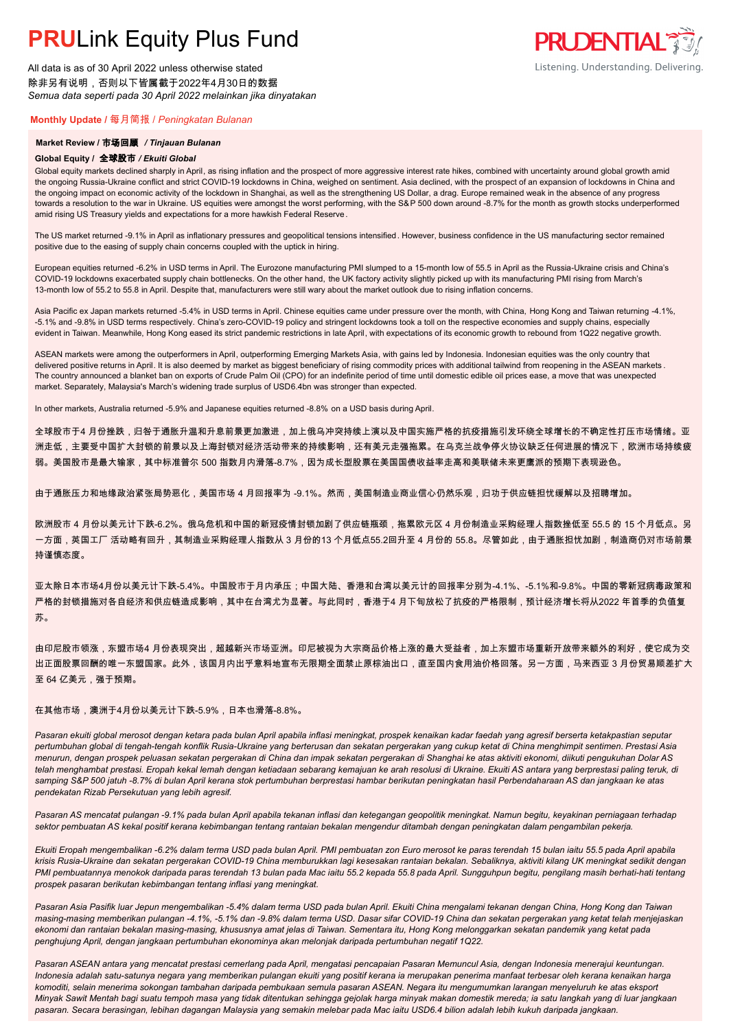# PRULink Equity Plus Fund

All data is as of 30 April 2022 unless otherwise stated
除非另有说明，否则以下皆属截于2022年4月30日的数据
*Semua data seperti pada 30 April 2022 melainkan jika dinyatakan*

## Monthly Update / 每月简报 / *Peningkatan Bulanan*

### Market Review / 市场回顾 / *Tinjauan Bulanan*

**Global Equity / 全球股市 / *Ekuiti Global***

Global equity markets declined sharply in April, as rising inflation and the prospect of more aggressive interest rate hikes, combined with uncertainty around global growth amid the ongoing Russia-Ukraine conflict and strict COVID-19 lockdowns in China, weighed on sentiment. Asia declined, with the prospect of an expansion of lockdowns in China and the ongoing impact on economic activity of the lockdown in Shanghai, as well as the strengthening US Dollar, a drag. Europe remained weak in the absence of any progress towards a resolution to the war in Ukraine. US equities were amongst the worst performing, with the S&P 500 down around -8.7% for the month as growth stocks underperformed amid rising US Treasury yields and expectations for a more hawkish Federal Reserve.

The US market returned -9.1% in April as inflationary pressures and geopolitical tensions intensified. However, business confidence in the US manufacturing sector remained positive due to the easing of supply chain concerns coupled with the uptick in hiring.

European equities returned -6.2% in USD terms in April. The Eurozone manufacturing PMI slumped to a 15-month low of 55.5 in April as the Russia-Ukraine crisis and China's COVID-19 lockdowns exacerbated supply chain bottlenecks. On the other hand, the UK factory activity slightly picked up with its manufacturing PMI rising from March's 13-month low of 55.2 to 55.8 in April. Despite that, manufacturers were still wary about the market outlook due to rising inflation concerns.

Asia Pacific ex Japan markets returned -5.4% in USD terms in April. Chinese equities came under pressure over the month, with China, Hong Kong and Taiwan returning -4.1%, -5.1% and -9.8% in USD terms respectively. China's zero-COVID-19 policy and stringent lockdowns took a toll on the respective economies and supply chains, especially evident in Taiwan. Meanwhile, Hong Kong eased its strict pandemic restrictions in late April, with expectations of its economic growth to rebound from 1Q22 negative growth.

ASEAN markets were among the outperformers in April, outperforming Emerging Markets Asia, with gains led by Indonesia. Indonesian equities was the only country that delivered positive returns in April. It is also deemed by market as biggest beneficiary of rising commodity prices with additional tailwind from reopening in the ASEAN markets. The country announced a blanket ban on exports of Crude Palm Oil (CPO) for an indefinite period of time until domestic edible oil prices ease, a move that was unexpected market. Separately, Malaysia's March's widening trade surplus of USD6.4bn was stronger than expected.

In other markets, Australia returned -5.9% and Japanese equities returned -8.8% on a USD basis during April.

全球股市于4 月份挫跌，归咎于通胀升温和升息前景更加激进，加上俄乌冲突持续上演以及中国实施严格的抗疫措施引发环绕全球增长的不确定性打压市场情绪。亚洲走低，主要受中国扩大封锁的前景以及上海封锁对经济活动带来的持续影响，还有美元走强拖累。在乌克兰战争停火协议缺乏任何进展的情况下，欧洲市场持续疲弱。美国股市是最大输家，其中标准普尔 500 指数月内滑落-8.7%，因为成长型股票在美国国债收益率走高和美联储未来更鹰派的预期下表现逊色。

由于通胀压力和地缘政治紧张局势恶化，美国市场 4 月回报率为 -9.1%。然而，美国制造业商业信心仍然乐观，归功于供应链担忧缓解以及招聘增加。

欧洲股市 4 月份以美元计下跌-6.2%。俄乌危机和中国的新冠疫情封锁加剧了供应链瓶颈，拖累欧元区 4 月份制造业采购经理人指数挫低至 55.5 的 15 个月低点。另一方面，英国工厂 活动略有回升，其制造业采购经理人指数从 3 月份的13 个月低点55.2回升至 4 月份的 55.8。尽管如此，由于通胀担忧加剧，制造商仍对市场前景持谨慎态度。

亚太除日本市场4月份以美元计下跌-5.4%。中国股市于月内承压；中国大陆、香港和台湾以美元计的回报率分别为-4.1%、-5.1%和-9.8%。中国的零新冠病毒政策和严格的封锁措施对各自经济和供应链造成影响，其中在台湾尤为显著。与此同时，香港于4 月下旬放松了抗疫的严格限制，预计经济增长将从2022 年首季的负值复苏。

由印尼股市领涨，东盟市场4 月份表现突出，超越新兴市场亚洲。印尼被视为大宗商品价格上涨的最大受益者，加上东盟市场重新开放带来额外的利好，使它成为交出正面股票回酬的唯一东盟国家。此外，该国月内出乎意料地宣布无限期全面禁止原棕油出口，直至国内食用油价格回落。另一方面，马来西亚 3 月份贸易顺差扩大至 64 亿美元，强于预期。

在其他市场，澳洲于4月份以美元计下跌-5.9%，日本也滑落-8.8%。

*Pasaran ekuiti global merosot dengan ketara pada bulan April apabila inflasi meningkat, prospek kenaikan kadar faedah yang agresif berserta ketakpastian seputar pertumbuhan global di tengah-tengah konflik Rusia-Ukraine yang berterusan dan sekatan pergerakan yang cukup ketat di China menghimpit sentimen. Prestasi Asia menurun, dengan prospek peluasan sekatan pergerakan di China dan impak sekatan pergerakan di Shanghai ke atas aktiviti ekonomi, diikuti pengukuhan Dolar AS telah menghambat prestasi. Eropah kekal lemah dengan ketiadaan sebarang kemajuan ke arah resolusi di Ukraine. Ekuiti AS antara yang berprestasi paling teruk, di samping S&P 500 jatuh -8.7% di bulan April kerana stok pertumbuhan berprestasi hambar berikutan peningkatan hasil Perbendaharaan AS dan jangkaan ke atas pendekatan Rizab Persekutuan yang lebih agresif.*

*Pasaran AS mencatat pulangan -9.1% pada bulan April apabila tekanan inflasi dan ketegangan geopolitik meningkat. Namun begitu, keyakinan perniagaan terhadap sektor pembuatan AS kekal positif kerana kebimbangan tentang rantaian bekalan mengendur ditambah dengan peningkatan dalam pengambilan pekerja.*

*Ekuiti Eropah mengembalikan -6.2% dalam terma USD pada bulan April. PMI pembuatan zon Euro merosot ke paras terendah 15 bulan iaitu 55.5 pada April apabila krisis Rusia-Ukraine dan sekatan pergerakan COVID-19 China memburukkan lagi kesesakan rantaian bekalan. Sebaliknya, aktiviti kilang UK meningkat sedikit dengan PMI pembuatannya menokok daripada paras terendah 13 bulan pada Mac iaitu 55.2 kepada 55.8 pada April. Sungguhpun begitu, pengilang masih berhati-hati tentang prospek pasaran berikutan kebimbangan tentang inflasi yang meningkat.*

*Pasaran Asia Pasifik luar Jepun mengembalikan -5.4% dalam terma USD pada bulan April. Ekuiti China mengalami tekanan dengan China, Hong Kong dan Taiwan masing-masing memberikan pulangan -4.1%, -5.1% dan -9.8% dalam terma USD. Dasar sifar COVID-19 China dan sekatan pergerakan yang ketat telah menjejaskan ekonomi dan rantaian bekalan masing-masing, khususnya amat jelas di Taiwan. Sementara itu, Hong Kong melonggarkan sekatan pandemik yang ketat pada penghujung April, dengan jangkaan pertumbuhan ekonominya akan melonjak daripada pertumbuhan negatif 1Q22.*

*Pasaran ASEAN antara yang mencatat prestasi cemerlang pada April, mengatasi pencapaian Pasaran Memuncul Asia, dengan Indonesia menerajui keuntungan. Indonesia adalah satu-satunya negara yang memberikan pulangan ekuiti yang positif kerana ia merupakan penerima manfaat terbesar oleh kerana kenaikan harga komoditi, selain menerima sokongan tambahan daripada pembukaan semula pasaran ASEAN. Negara itu mengumumkan larangan menyeluruh ke atas eksport Minyak Sawit Mentah bagi suatu tempoh masa yang tidak ditentukan sehingga gejolak harga minyak makan domestik mereda; ia satu langkah yang di luar jangkaan pasaran. Secara berasingan, lebihan dagangan Malaysia yang semakin melebar pada Mac iaitu USD6.4 bilion adalah lebih kukuh daripada jangkaan.*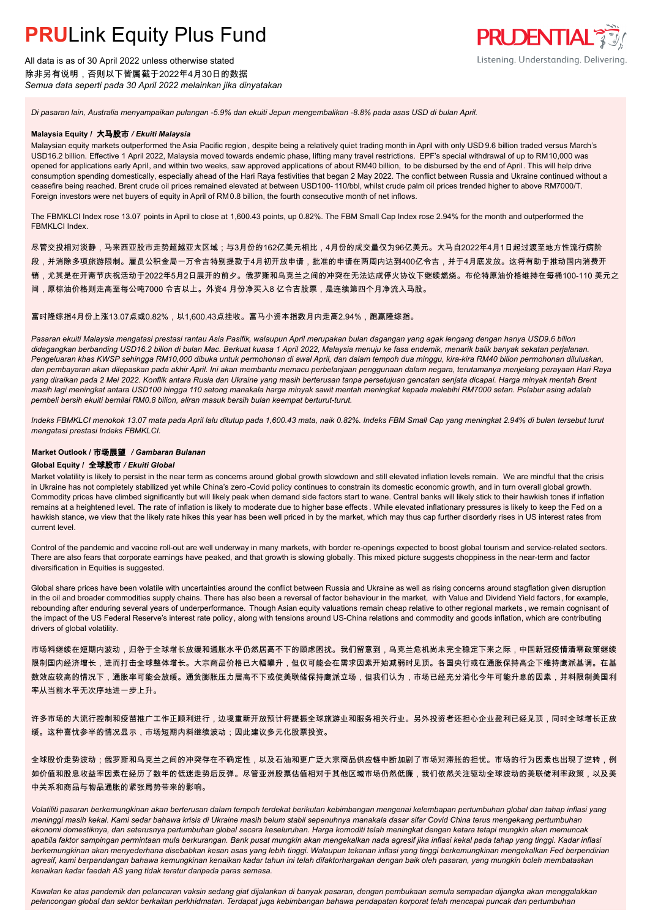# PRULink Equity Plus Fund

All data is as of 30 April 2022 unless otherwise stated
除非另有说明，否则以下皆属截于2022年4月30日的数据
*Semua data seperti pada 30 April 2022 melainkan jika dinyatakan*

*Di pasaran lain, Australia menyampaikan pulangan -5.9% dan ekuiti Jepun mengembalikan -8.8% pada asas USD di bulan April.*

**Malaysia Equity / 大马股市 / *Ekuiti Malaysia***

Malaysian equity markets outperformed the Asia Pacific region, despite being a relatively quiet trading month in April with only USD 9.6 billion traded versus March's USD16.2 billion. Effective 1 April 2022, Malaysia moved towards endemic phase, lifting many travel restrictions. EPF's special withdrawal of up to RM10,000 was opened for applications early April, and within two weeks, saw approved applications of about RM40 billion, to be disbursed by the end of April. This will help drive consumption spending domestically, especially ahead of the Hari Raya festivities that began 2 May 2022. The conflict between Russia and Ukraine continued without a ceasefire being reached. Brent crude oil prices remained elevated at between USD100- 110/bbl, whilst crude palm oil prices trended higher to above RM7000/T. Foreign investors were net buyers of equity in April of RM0.8 billion, the fourth consecutive month of net inflows.

The FBMKLCI Index rose 13.07 points in April to close at 1,600.43 points, up 0.82%. The FBM Small Cap Index rose 2.94% for the month and outperformed the FBMKLCI Index.

尽管交投相对淡静，马来西亚股市走势超越亚太区域；与3月份的162亿美元相比，4月份的成交量仅为96亿美元。大马自2022年4月1日起过渡至地方性流行病阶段，并消除多项旅游限制。雇员公积金局一万令吉特别提款于4月初开放申请，批准的申请在两周内达到400亿令吉，并于4月底发放。这将有助于推动国内消费开销，尤其是在开斋节庆祝活动于2022年5月2日展开的前夕。俄罗斯和乌克兰之间的冲突在无法达成停火协议下继续燃烧。布伦特原油价格维持在每桶100-110 美元之间，原棕油价格则走高至每公吨7000 令吉以上。外资4 月份净买入8 亿令吉股票，是连续第四个月净流入马股。

富时隆综指4月份上涨13.07点或0.82%，以1,600.43点挂收。富马小资本指数月内走高2.94%，跑赢隆综指。

*Pasaran ekuiti Malaysia mengatasi prestasi rantau Asia Pasifik, walaupun April merupakan bulan dagangan yang agak lengang dengan hanya USD9.6 bilion didagangkan berbanding USD16.2 bilion di bulan Mac. Berkuat kuasa 1 April 2022, Malaysia menuju ke fasa endemik, menarik balik banyak sekatan perjalanan. Pengeluaran khas KWSP sehingga RM10,000 dibuka untuk permohonan di awal April, dan dalam tempoh dua minggu, kira-kira RM40 bilion permohonan diluluskan, dan pembayaran akan dilepaskan pada akhir April. Ini akan membantu memacu perbelanjaan penggunaan dalam negara, terutamanya menjelang perayaan Hari Raya yang diraikan pada 2 Mei 2022. Konflik antara Rusia dan Ukraine yang masih berterusan tanpa persetujuan gencatan senjata dicapai. Harga minyak mentah Brent masih lagi meningkat antara USD100 hingga 110 setong manakala harga minyak sawit mentah meningkat kepada melebihi RM7000 setan. Pelabur asing adalah pembeli bersih ekuiti bernilai RM0.8 bilion, aliran masuk bersih bulan keempat berturut-turut.*

*Indeks FBMKLCI menokok 13.07 mata pada April lalu ditutup pada 1,600.43 mata, naik 0.82%. Indeks FBM Small Cap yang meningkat 2.94% di bulan tersebut turut mengatasi prestasi Indeks FBMKLCI.*

## Market Outlook / 市场展望 / *Gambaran Bulanan*

**Global Equity / 全球股市 / *Ekuiti Global***

Market volatility is likely to persist in the near term as concerns around global growth slowdown and still elevated inflation levels remain. We are mindful that the crisis in Ukraine has not completely stabilized yet while China's zero-Covid policy continues to constrain its domestic economic growth, and in turn overall global growth. Commodity prices have climbed significantly but will likely peak when demand side factors start to wane. Central banks will likely stick to their hawkish tones if inflation remains at a heightened level. The rate of inflation is likely to moderate due to higher base effects. While elevated inflationary pressures is likely to keep the Fed on a hawkish stance, we view that the likely rate hikes this year has been well priced in by the market, which may thus cap further disorderly rises in US interest rates from current level.

Control of the pandemic and vaccine roll-out are well underway in many markets, with border re-openings expected to boost global tourism and service-related sectors. There are also fears that corporate earnings have peaked, and that growth is slowing globally. This mixed picture suggests choppiness in the near-term and factor diversification in Equities is suggested.

Global share prices have been volatile with uncertainties around the conflict between Russia and Ukraine as well as rising concerns around stagflation given disruption in the oil and broader commodities supply chains. There has also been a reversal of factor behaviour in the market, with Value and Dividend Yield factors, for example, rebounding after enduring several years of underperformance. Though Asian equity valuations remain cheap relative to other regional markets, we remain cognisant of the impact of the US Federal Reserve's interest rate policy, along with tensions around US-China relations and commodity and goods inflation, which are contributing drivers of global volatility.

市场料继续在短期内波动，归咎于全球增长放缓和通胀水平仍然居高不下的顾虑困扰。我们留意到，乌克兰危机尚未完全稳定下来之际，中国新冠疫情清零政策继续限制国内经济增长，进而打击全球整体增长。大宗商品价格已大幅攀升，但仅可能会在需求因素开始减弱时见顶。各国央行或在通胀保持高企下维持鹰派基调。在基数效应较高的情况下，通胀率可能会放缓。通货膨胀压力居高不下或使美联储保持鹰派立场，但我们认为，市场已经充分消化今年可能升息的因素，并料限制美国利率从当前水平无次序地进一步上升。

许多市场的大流行控制和疫苗推广工作正顺利进行，边境重新开放预计将提振全球旅游业和服务相关行业。另外投资者还担心企业盈利已经见顶，同时全球增长正放缓。这种喜忧参半的情况显示，市场短期内料继续波动；因此建议多元化股票投资。

全球股价走势波动；俄罗斯和乌克兰之间的冲突存在不确定性，以及石油和更广泛大宗商品供应链中断加剧了市场对滞胀的担忧。市场的行为因素也出现了逆转，例如价值和股息收益率因素在经历了数年的低迷走势后反弹。尽管亚洲股票估值相对于其他区域市场仍然低廉，我们依然关注驱动全球波动的美联储利率政策，以及美中关系和商品与物品通胀的紧张局势带来的影响。

*Volatiliti pasaran berkemungkinan akan berterusan dalam tempoh terdekat berikutan kebimbangan mengenai kelembapan pertumbuhan global dan tahap inflasi yang meninggi masih kekal. Kami sedar bahawa krisis di Ukraine masih belum stabil sepenuhnya manakala dasar sifar Covid China terus mengekang pertumbuhan ekonomi domestiknya, dan seterusnya pertumbuhan global secara keseluruhan. Harga komoditi telah meningkat dengan ketara tetapi mungkin akan memuncak apabila faktor sampingan permintaan mula berkurangan. Bank pusat mungkin akan mengekalkan nada agresif jika inflasi kekal pada tahap yang tinggi. Kadar inflasi berkemungkinan akan menyederhana disebabkan kesan asas yang lebih tinggi. Walaupun tekanan inflasi yang tinggi berkemungkinan mengekalkan Fed berpendirian agresif, kami berpandangan bahawa kemungkinan kenaikan kadar tahun ini telah difaktorhargakan dengan baik oleh pasaran, yang mungkin boleh membataskan kenaikan kadar faedah AS yang tidak teratur daripada paras semasa.*

*Kawalan ke atas pandemik dan pelancaran vaksin sedang giat dijalankan di banyak pasaran, dengan pembukaan semula sempadan dijangka akan menggalakkan pelancongan global dan sektor berkaitan perkhidmatan. Terdapat juga kebimbangan bahawa pendapatan korporat telah mencapai puncak dan pertumbuhan*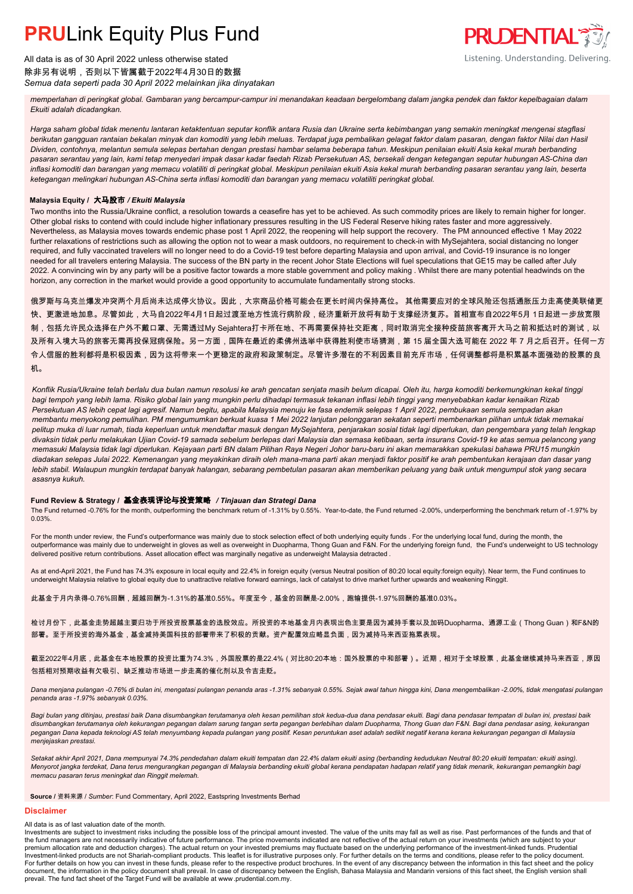*memperlahan di peringkat global. Gambaran yang bercampur-campur ini menandakan keadaan bergelombang dalam jangka pendek dan faktor kepelbagaian dalam Ekuiti adalah dicadangkan.*

*Harga saham global tidak menentu lantaran ketaktentuan seputar konflik antara Rusia dan Ukraine serta kebimbangan yang semakin meningkat mengenai stagflasi berikutan gangguan rantaian bekalan minyak dan komoditi yang lebih meluas. Terdapat juga pembalikan gelagat faktor dalam pasaran, dengan faktor Nilai dan Hasil Dividen, contohnya, melantun semula selepas bertahan dengan prestasi hambar selama beberapa tahun. Meskipun penilaian ekuiti Asia kekal murah berbanding pasaran serantau yang lain, kami tetap menyedari impak dasar kadar faedah Rizab Persekutuan AS, bersekali dengan ketegangan seputar hubungan AS-China dan inflasi komoditi dan barangan yang memacu volatiliti di peringkat global. Meskipun penilaian ekuiti Asia kekal murah berbanding pasaran serantau yang lain, beserta ketegangan melingkari hubungan AS-China serta inflasi komoditi dan barangan yang memacu volatiliti peringkat global.*

**Malaysia Equity / 大马股市 / *Ekuiti Malaysia***

Two months into the Russia/Ukraine conflict, a resolution towards a ceasefire has yet to be achieved. As such commodity prices are likely to remain higher for longer. Other global risks to contend with could include higher inflationary pressures resulting in the US Federal Reserve hiking rates faster and more aggressively. Nevertheless, as Malaysia moves towards endemic phase post 1 April 2022, the reopening will help support the recovery. The PM announced effective 1 May 2022 further relaxations of restrictions such as allowing the option not to wear a mask outdoors, no requirement to check-in with MySejahtera, social distancing no longer required, and fully vaccinated travelers will no longer need to do a Covid-19 test before departing Malaysia and upon arrival, and Covid-19 insurance is no longer needed for all travelers entering Malaysia. The success of the BN party in the recent Johor State Elections will fuel speculations that GE15 may be called after July 2022. A convincing win by any party will be a positive factor towards a more stable government and policy making . Whilst there are many potential headwinds on the horizon, any correction in the market would provide a good opportunity to accumulate fundamentally strong stocks.

俄罗斯与乌克兰爆发冲突两个月后尚未达成停火协议。因此，大宗商品价格可能会在更长时间内保持高位。 其他需要应对的全球风险还包括通胀压力走高使美联储更快、更激进地加息。尽管如此，大马自2022年4月1日起过渡至地方性流行病阶段，经济重新开放将有助于支撑经济复苏。首相宣布自2022年5月 1日起进一步放宽限制，包括允许民众选择在户外不戴口罩、无需透过My Sejahtera打卡所在地、不再需要保持社交距离，同时取消完全接种疫苗旅客离开大马之前和抵达时的测试，以及所有入境大马的旅客无需再投保冠病保险。另一方面，国阵在最近的柔佛州选举中获得胜利使市场猜测，第 15 届全国大选可能在 2022 年 7 月之后召开。任何一方令人信服的胜利都将是积极因素，因为这将带来一个更稳定的政府和政策制定。尽管许多潜在的不利因素目前充斥市场，任何调整都将是积累基本面强劲的股票的良机。

*Konflik Rusia/Ukraine telah berlalu dua bulan namun resolusi ke arah gencatan senjata masih belum dicapai. Oleh itu, harga komoditi berkemungkinan kekal tinggi bagi tempoh yang lebih lama. Risiko global lain yang mungkin perlu dihadapi termasuk tekanan inflasi lebih tinggi yang menyebabkan kadar kenaikan Rizab Persekutuan AS lebih cepat lagi agresif. Namun begitu, apabila Malaysia menuju ke fasa endemik selepas 1 April 2022, pembukaan semula sempadan akan membantu menyokong pemulihan. PM mengumumkan berkuat kuasa 1 Mei 2022 lanjutan pelonggaran sekatan seperti membenarkan pilihan untuk tidak memakai pelitup muka di luar rumah, tiada keperluan untuk mendaftar masuk dengan MySejahtera, penjarakan sosial tidak lagi diperlukan, dan pengembara yang telah lengkap divaksin tidak perlu melakukan Ujian Covid-19 samada sebelum berlepas dari Malaysia dan semasa ketibaan, serta insurans Covid-19 ke atas semua pelancong yang memasuki Malaysia tidak lagi diperlukan. Kejayaan parti BN dalam Pilihan Raya Negeri Johor baru-baru ini akan memarakkan spekulasi bahawa PRU15 mungkin diadakan selepas Julai 2022. Kemenangan yang meyakinkan diraih oleh mana-mana parti akan menjadi faktor positif ke arah pembentukan kerajaan dan dasar yang lebih stabil. Walaupun mungkin terdapat banyak halangan, sebarang pembetulan pasaran akan memberikan peluang yang baik untuk mengumpul stok yang secara asasnya kukuh.*

**Fund Review & Strategy / 基金表现评论与投资策略 / *Tinjauan dan Strategi Dana***

The Fund returned -0.76% for the month, outperforming the benchmark return of -1.31% by 0.55%. Year-to-date, the Fund returned -2.00%, underperforming the benchmark return of -1.97% by 0.03%.

For the month under review, the Fund's outperformance was mainly due to stock selection effect of both underlying equity funds . For the underlying local fund, during the month, the outperformance was mainly due to underweight in gloves as well as overweight in Duopharma, Thong Guan and F&N. For the underlying foreign fund, the Fund's underweight to US technology delivered positive return contributions. Asset allocation effect was marginally negative as underweight Malaysia detracted .

As at end-April 2021, the Fund has 74.3% exposure in local equity and 22.4% in foreign equity (versus Neutral position of 80:20 local equity:foreign equity). Near term, the Fund continues to underweight Malaysia relative to global equity due to unattractive relative forward earnings, lack of catalyst to drive market further upwards and weakening Ringgit.

此基金于月内录得-0.76%回酬，超越回酬为-1.31%的基准0.55%。年度至今，基金的回酬是-2.00%，跑输提供-1.97%回酬的基准0.03%。

检讨月份下，此基金走势超越主要归功于所投资股票基金的选股效应。所投资的本地基金月内表现出色主要是因为减持手套以及加码Duopharma、通源工业（Thong Guan）和F&N的部署。至于所投资的海外基金，基金减持美国科技的部署带来了积极的贡献。资产配置效应略显负面，因为减持马来西亚拖累表现。

截至2022年4月底，此基金在本地股票的投资比重为74.3%，外国股票的是22.4%（对比80:20本地：国外股票的中和部署）。近期，相对于全球股票，此基金继续减持马来西亚，原因包括相对预期收益有欠吸引、缺乏推动市场进一步走高的催化剂以及令吉走贬。

*Dana menjana pulangan -0.76% di bulan ini, mengatasi pulangan penanda aras -1.31% sebanyak 0.55%. Sejak awal tahun hingga kini, Dana mengembalikan -2.00%, tidak mengatasi pulangan penanda aras -1.97% sebanyak 0.03%.*

*Bagi bulan yang ditinjau, prestasi baik Dana disumbangkan terutamanya oleh kesan pemilihan stok kedua-dua dana pendasar ekuiti. Bagi dana pendasar tempatan di bulan ini, prestasi baik disumbangkan terutamanya oleh kekurangan pegangan dalam sarung tangan serta pegangan berlebihan dalam Duopharma, Thong Guan dan F&N. Bagi dana pendasar asing, kekurangan pegangan Dana kepada teknologi AS telah menyumbang kepada pulangan yang positif. Kesan peruntukan aset adalah sedikit negatif kerana kerana kekurangan pegangan di Malaysia menjejaskan prestasi.*

*Setakat akhir April 2021, Dana mempunyai 74.3% pendedahan dalam ekuiti tempatan dan 22.4% dalam ekuiti asing (berbanding kedudukan Neutral 80:20 ekuiti tempatan: ekuiti asing). Menyorot jangka terdekat, Dana terus mengurangkan pegangan di Malaysia berbanding ekuiti global kerana pendapatan hadapan relatif yang tidak menarik, kekurangan pemangkin bagi memacu pasaran terus meningkat dan Ringgit melemah.*

**Source** / 资料来源 / *Sumber*: Fund Commentary, April 2022, Eastspring Investments Berhad

## Disclaimer

All data is as of last valuation date of the month.

Investments are subject to investment risks including the possible loss of the principal amount invested. The value of the units may fall as well as rise. Past performances of the funds and that of the fund managers are not necessarily indicative of future performance. The price movements indicated are not reflective of the actual return on your investments (which are subject to your premium allocation rate and deduction charges). The actual return on your invested premiums may fluctuate based on the underlying performance of the investment-linked funds. Prudential Investment-linked products are not Shariah-compliant products. This leaflet is for illustrative purposes only. For further details on the terms and conditions, please refer to the policy document. For further details on how you can invest in these funds, please refer to the respective product brochures. In the event of any discrepancy between the information in this fact sheet and the policy document, the information in the policy document shall prevail. In case of discrepancy between the English, Bahasa Malaysia and Mandarin versions of this fact sheet, the English version shall prevail. The fund fact sheet of the Target Fund will be available at www .prudential.com.my.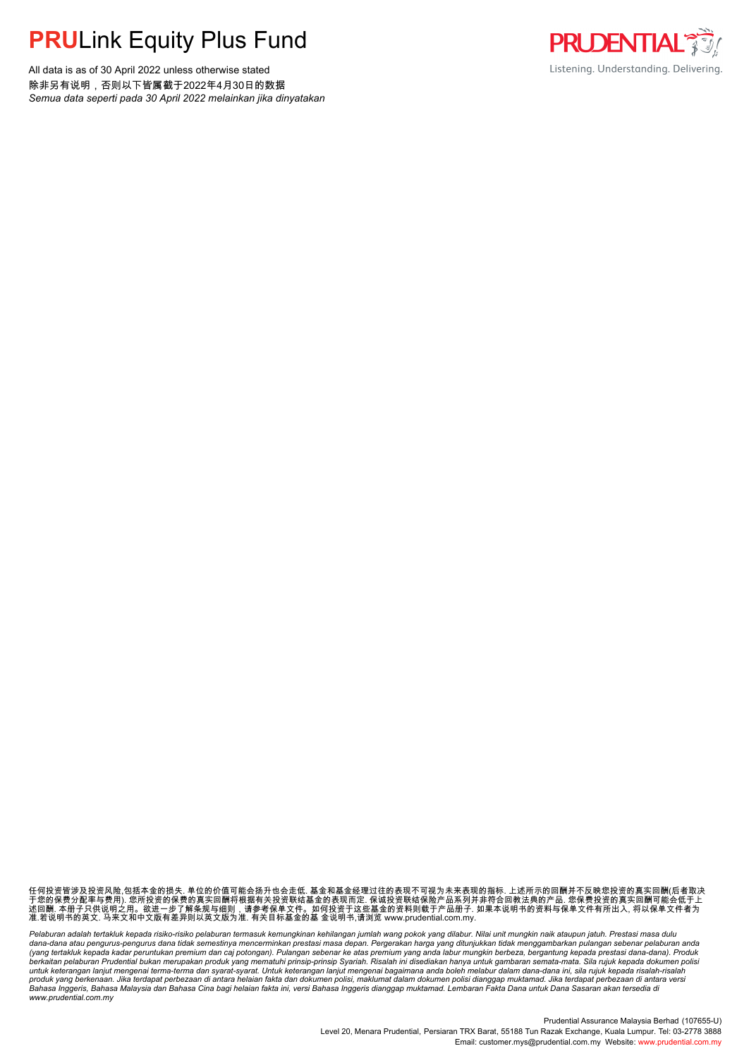# **PRU**Link Equity Plus Fund

All data is as of 30 April 2022 unless otherwise stated
除非另有说明，否则以下皆属截于2022年4月30日的数据
*Semua data seperti pada 30 April 2022 melainkan jika dinyatakan*

PRUDENTIAL
Listening. Understanding. Delivering.

任何投资皆涉及投资风险,包括本金的损失. 单位的价值可能会扬升也会走低. 基金和基金经理过往的表现不可视为未来表现的指标. 上述所示的回酬并不反映您投资的真实回酬(后者取决于您的保费分配率与费用). 您所投资的保费的真实回酬将根据有关投资联结基金的表现而定. 保诚投资联结保险产品系列并非符合回教法典的产品. 您保费投资的真实回酬可能会低于上述回酬. 本册子只供说明之用。欲进一步了解条规与细则，请参考保单文件。如何投资于这些基金的资料则载于产品册子. 如果本说明书的资料与保单文件有所出入, 将以保单文件者为准.若说明书的英文. 马来文和中文版有差异则以英文版为准. 有关目标基金的基 金说明书,请浏览 www.prudential.com.my.

*Pelaburan adalah tertakluk kepada risiko-risiko pelaburan termasuk kemungkinan kehilangan jumlah wang pokok yang dilabur. Nilai unit mungkin naik ataupun jatuh. Prestasi masa dulu dana-dana atau pengurus-pengurus dana tidak semestinya mencerminkan prestasi masa depan. Pergerakan harga yang ditunjukkan tidak menggambarkan pulangan sebenar pelaburan anda (yang tertakluk kepada kadar peruntukan premium dan caj potongan). Pulangan sebenar ke atas premium yang anda labur mungkin berbeza, bergantung kepada prestasi dana-dana). Produk berkaitan pelaburan Prudential bukan merupakan produk yang mematuhi prinsip-prinsip Syariah. Risalah ini disediakan hanya untuk gambaran semata-mata. Sila rujuk kepada dokumen polisi untuk keterangan lanjut mengenai terma-terma dan syarat-syarat. Untuk keterangan lanjut mengenai bagaimana anda boleh melabur dalam dana-dana ini, sila rujuk kepada risalah-risalah produk yang berkenaan. Jika terdapat perbezaan di antara helaian fakta dan dokumen polisi, maklumat dalam dokumen polisi dianggap muktamad. Jika terdapat perbezaan di antara versi Bahasa Inggeris, Bahasa Malaysia dan Bahasa Cina bagi helaian fakta ini, versi Bahasa Inggeris dianggap muktamad. Lembaran Fakta Dana untuk Dana Sasaran akan tersedia di www.prudential.com.my*

Prudential Assurance Malaysia Berhad (107655-U)
Level 20, Menara Prudential, Persiaran TRX Barat, 55188 Tun Razak Exchange, Kuala Lumpur. Tel: 03-2778 3888
Email: customer.mys@prudential.com.my Website: www.prudential.com.my